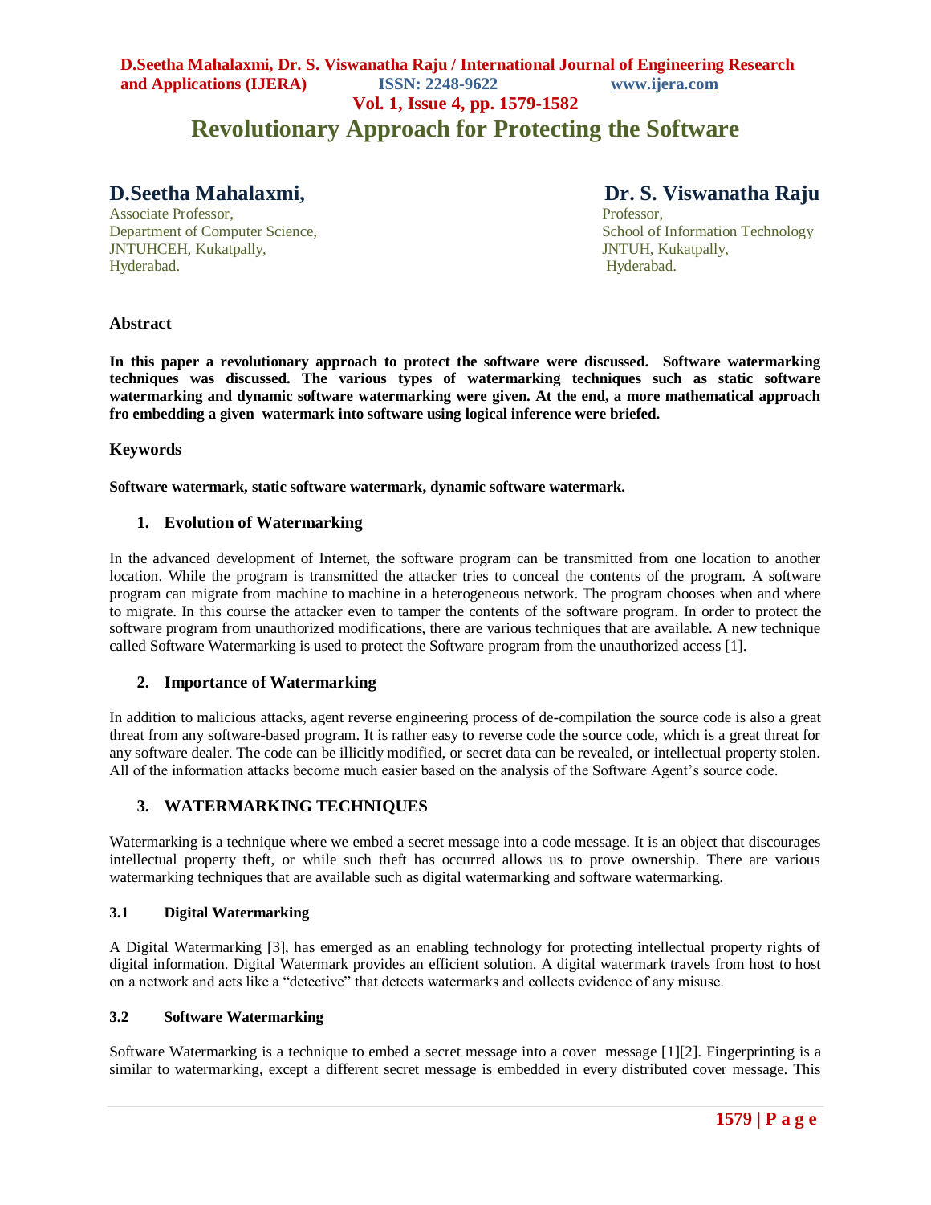# Revolutionary Approach for Protecting the Software

**D.Seetha Mahalaxmi,**
Associate Professor,
Department of Computer Science,
JNTUHCEH, Kukatpally,
Hyderabad.

**Dr. S. Viswanatha Raju**
Professor,
School of Information Technology
JNTUH, Kukatpally,
Hyderabad.

## Abstract

**In this paper a revolutionary approach to protect the software were discussed. Software watermarking techniques was discussed. The various types of watermarking techniques such as static software watermarking and dynamic software watermarking were given. At the end, a more mathematical approach fro embedding a given watermark into software using logical inference were briefed.**

## Keywords

**Software watermark, static software watermark, dynamic software watermark.**

## 1. Evolution of Watermarking

In the advanced development of Internet, the software program can be transmitted from one location to another location. While the program is transmitted the attacker tries to conceal the contents of the program. A software program can migrate from machine to machine in a heterogeneous network. The program chooses when and where to migrate. In this course the attacker even to tamper the contents of the software program. In order to protect the software program from unauthorized modifications, there are various techniques that are available. A new technique called Software Watermarking is used to protect the Software program from the unauthorized access [1].

## 2. Importance of Watermarking

In addition to malicious attacks, agent reverse engineering process of de-compilation the source code is also a great threat from any software-based program. It is rather easy to reverse code the source code, which is a great threat for any software dealer. The code can be illicitly modified, or secret data can be revealed, or intellectual property stolen. All of the information attacks become much easier based on the analysis of the Software Agent's source code.

## 3. WATERMARKING TECHNIQUES

Watermarking is a technique where we embed a secret message into a code message. It is an object that discourages intellectual property theft, or while such theft has occurred allows us to prove ownership. There are various watermarking techniques that are available such as digital watermarking and software watermarking.

### 3.1 Digital Watermarking

A Digital Watermarking [3], has emerged as an enabling technology for protecting intellectual property rights of digital information. Digital Watermark provides an efficient solution. A digital watermark travels from host to host on a network and acts like a "detective" that detects watermarks and collects evidence of any misuse.

### 3.2 Software Watermarking

Software Watermarking is a technique to embed a secret message into a cover message [1][2]. Fingerprinting is a similar to watermarking, except a different secret message is embedded in every distributed cover message. This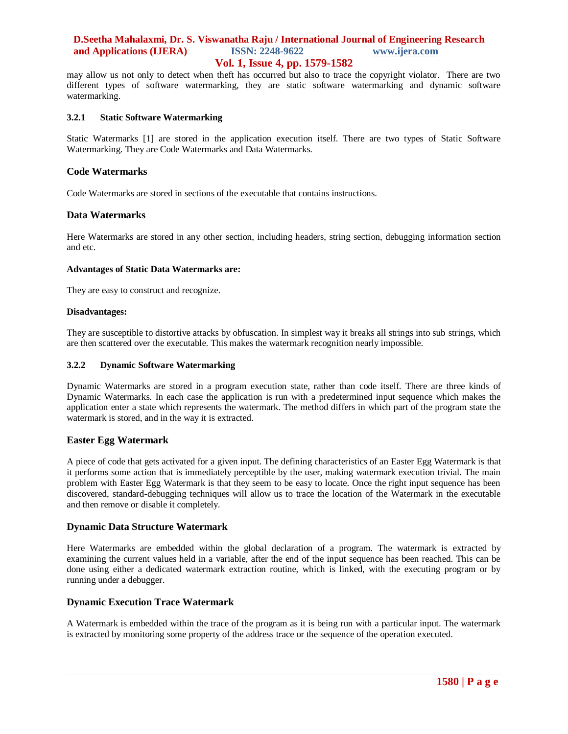may allow us not only to detect when theft has occurred but also to trace the copyright violator. There are two different types of software watermarking, they are static software watermarking and dynamic software watermarking.

### 3.2.1 Static Software Watermarking

Static Watermarks [1] are stored in the application execution itself. There are two types of Static Software Watermarking. They are Code Watermarks and Data Watermarks.

### Code Watermarks

Code Watermarks are stored in sections of the executable that contains instructions.

### Data Watermarks

Here Watermarks are stored in any other section, including headers, string section, debugging information section and etc.

**Advantages of Static Data Watermarks are:**

They are easy to construct and recognize.

**Disadvantages:**

They are susceptible to distortive attacks by obfuscation. In simplest way it breaks all strings into sub strings, which are then scattered over the executable. This makes the watermark recognition nearly impossible.

### 3.2.2 Dynamic Software Watermarking

Dynamic Watermarks are stored in a program execution state, rather than code itself. There are three kinds of Dynamic Watermarks. In each case the application is run with a predetermined input sequence which makes the application enter a state which represents the watermark. The method differs in which part of the program state the watermark is stored, and in the way it is extracted.

### Easter Egg Watermark

A piece of code that gets activated for a given input. The defining characteristics of an Easter Egg Watermark is that it performs some action that is immediately perceptible by the user, making watermark execution trivial. The main problem with Easter Egg Watermark is that they seem to be easy to locate. Once the right input sequence has been discovered, standard-debugging techniques will allow us to trace the location of the Watermark in the executable and then remove or disable it completely.

### Dynamic Data Structure Watermark

Here Watermarks are embedded within the global declaration of a program. The watermark is extracted by examining the current values held in a variable, after the end of the input sequence has been reached. This can be done using either a dedicated watermark extraction routine, which is linked, with the executing program or by running under a debugger.

### Dynamic Execution Trace Watermark

A Watermark is embedded within the trace of the program as it is being run with a particular input. The watermark is extracted by monitoring some property of the address trace or the sequence of the operation executed.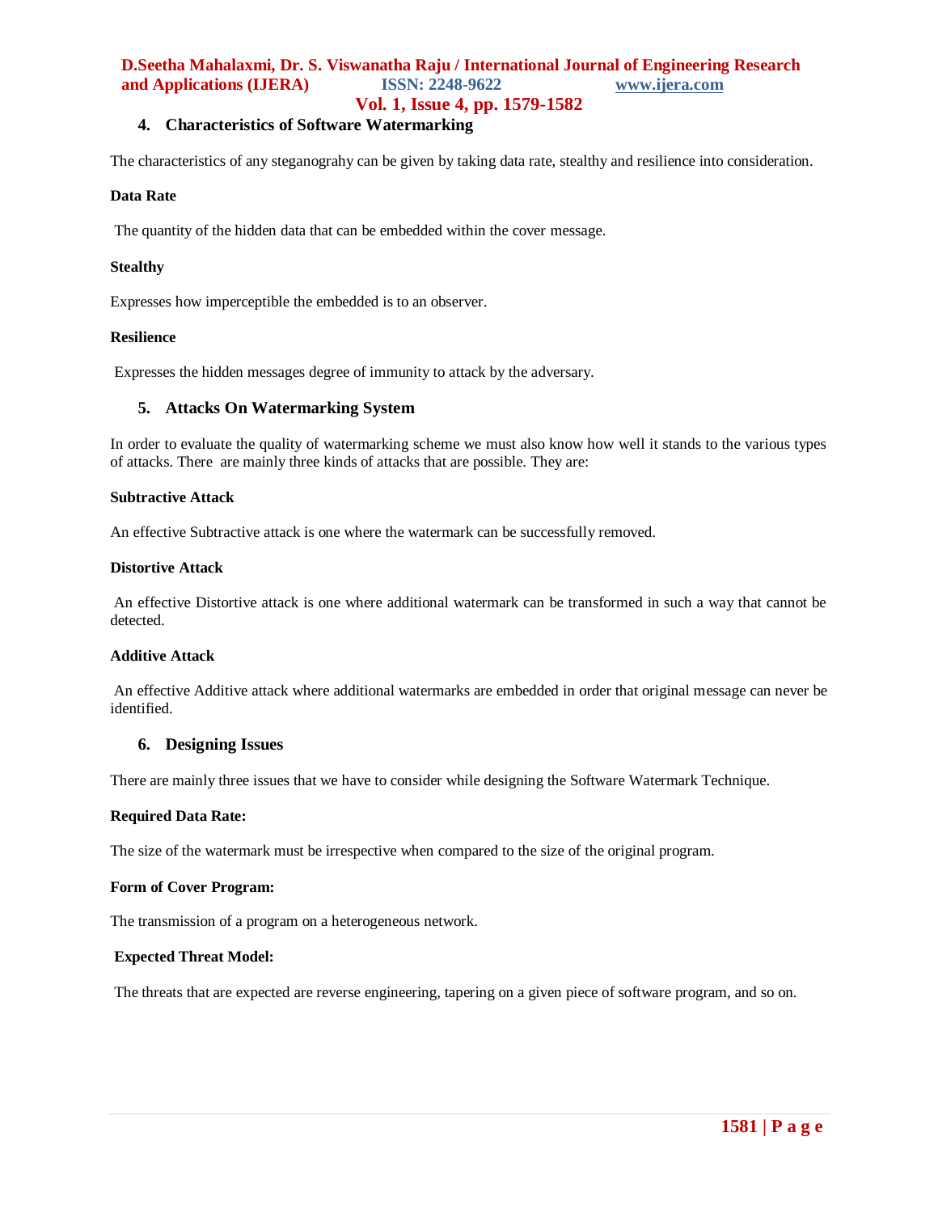## 4. Characteristics of Software Watermarking

The characteristics of any steganograhy can be given by taking data rate, stealthy and resilience into consideration.

**Data Rate**

The quantity of the hidden data that can be embedded within the cover message.

**Stealthy**

Expresses how imperceptible the embedded is to an observer.

**Resilience**

Expresses the hidden messages degree of immunity to attack by the adversary.

## 5. Attacks On Watermarking System

In order to evaluate the quality of watermarking scheme we must also know how well it stands to the various types of attacks. There are mainly three kinds of attacks that are possible. They are:

**Subtractive Attack**

An effective Subtractive attack is one where the watermark can be successfully removed.

**Distortive Attack**

An effective Distortive attack is one where additional watermark can be transformed in such a way that cannot be detected.

**Additive Attack**

An effective Additive attack where additional watermarks are embedded in order that original message can never be identified.

## 6. Designing Issues

There are mainly three issues that we have to consider while designing the Software Watermark Technique.

**Required Data Rate:**

The size of the watermark must be irrespective when compared to the size of the original program.

**Form of Cover Program:**

The transmission of a program on a heterogeneous network.

**Expected Threat Model:**

The threats that are expected are reverse engineering, tapering on a given piece of software program, and so on.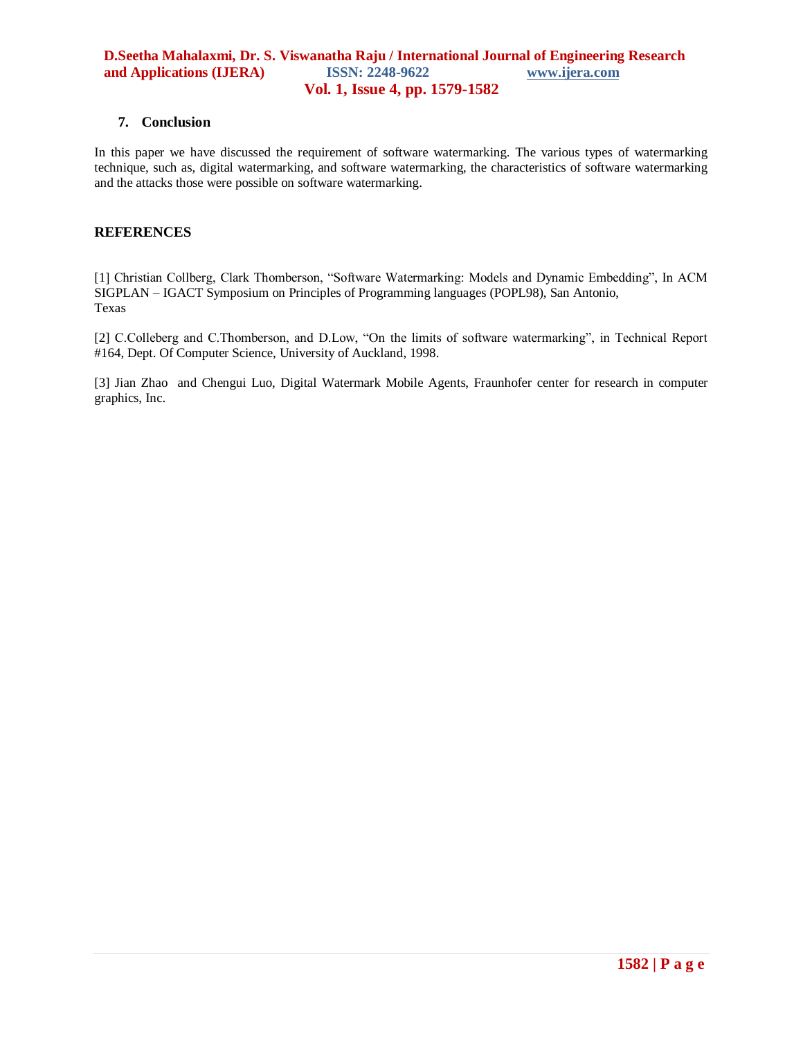## 7. Conclusion

In this paper we have discussed the requirement of software watermarking. The various types of watermarking technique, such as, digital watermarking, and software watermarking, the characteristics of software watermarking and the attacks those were possible on software watermarking.

## REFERENCES

[1] Christian Collberg, Clark Thomberson, "Software Watermarking: Models and Dynamic Embedding", In ACM SIGPLAN – IGACT Symposium on Principles of Programming languages (POPL98), San Antonio, Texas

[2] C.Colleberg and C.Thomberson, and D.Low, "On the limits of software watermarking", in Technical Report #164, Dept. Of Computer Science, University of Auckland, 1998.

[3] Jian Zhao and Chengui Luo, Digital Watermark Mobile Agents, Fraunhofer center for research in computer graphics, Inc.